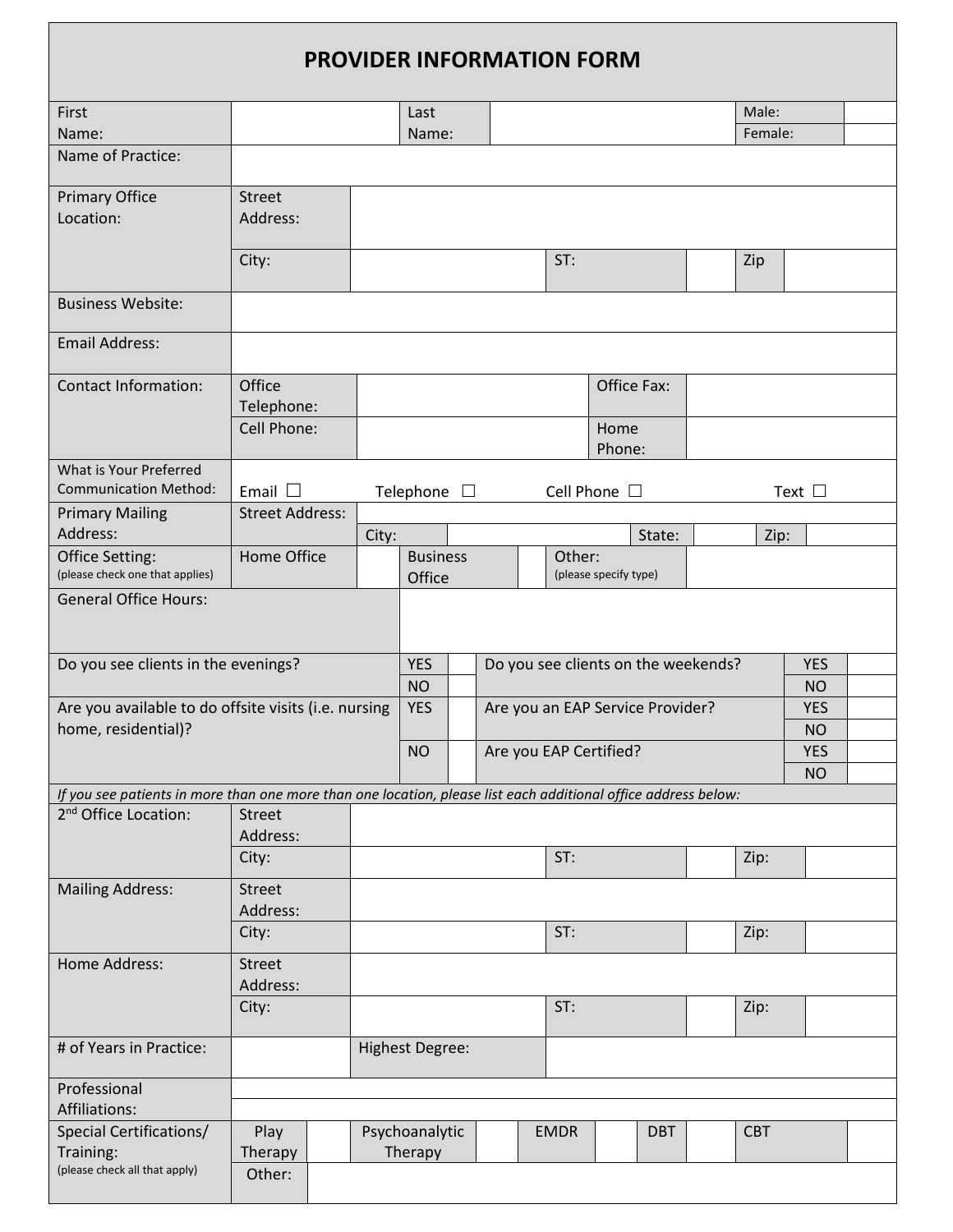# PROVIDER INFORMATION FORM

| | | | | | |
|---|---|---|---|---|---|
| First Name: | | Last Name: | | Male: | |
| | | | | Female: | |
| Name of Practice: | | | | | |

| | | | | | | |
|---|---|---|---|---|---|---|
| Primary Office Location: | Street Address: | | | | | |
| | City: | | ST: | | Zip | |
| Business Website: | | | | | | |
| Email Address: | | | | | | |
| Contact Information: | Office Telephone: | | Office Fax: | | | |
| | Cell Phone: | | Home Phone: | | | |

What is Your Preferred Communication Method: Email ☐ Telephone ☐ Cell Phone ☐ Text ☐

| | | | | | | |
|---|---|---|---|---|---|---|
| Primary Mailing Address: | Street Address: | | | | | |
| | City: | | State: | | Zip: | |
| Office Setting: (please check one that applies) | Home Office | | Business Office | | Other: (please specify type) | |
| General Office Hours: | | | | | | |

| | | | | | |
|---|---|---|---|---|---|
| Do you see clients in the evenings? | YES | | Do you see clients on the weekends? | YES | |
| | NO | | | NO | |
| Are you available to do offsite visits (i.e. nursing home, residential)? | YES | | Are you an EAP Service Provider? | YES | |
| | | | | NO | |
| | NO | | Are you EAP Certified? | YES | |
| | | | | NO | |

*If you see patients in more than one more than one location, please list each additional office address below:*

| | | | | | | |
|---|---|---|---|---|---|---|
| 2nd Office Location: | Street Address: | | | | | |
| | City: | | ST: | | Zip: | |
| Mailing Address: | Street Address: | | | | | |
| | City: | | ST: | | Zip: | |
| Home Address: | Street Address: | | | | | |
| | City: | | ST: | | Zip: | |

| | | | |
|---|---|---|---|
| # of Years in Practice: | | Highest Degree: | |
| Professional Affiliations: | | | |

| | | | | | | | | | | |
|---|---|---|---|---|---|---|---|---|---|---|
| Special Certifications/ Training: (please check all that apply) | Play Therapy | | Psychoanalytic Therapy | | EMDR | | DBT | | CBT | |
| | Other: | | | | | | | | | |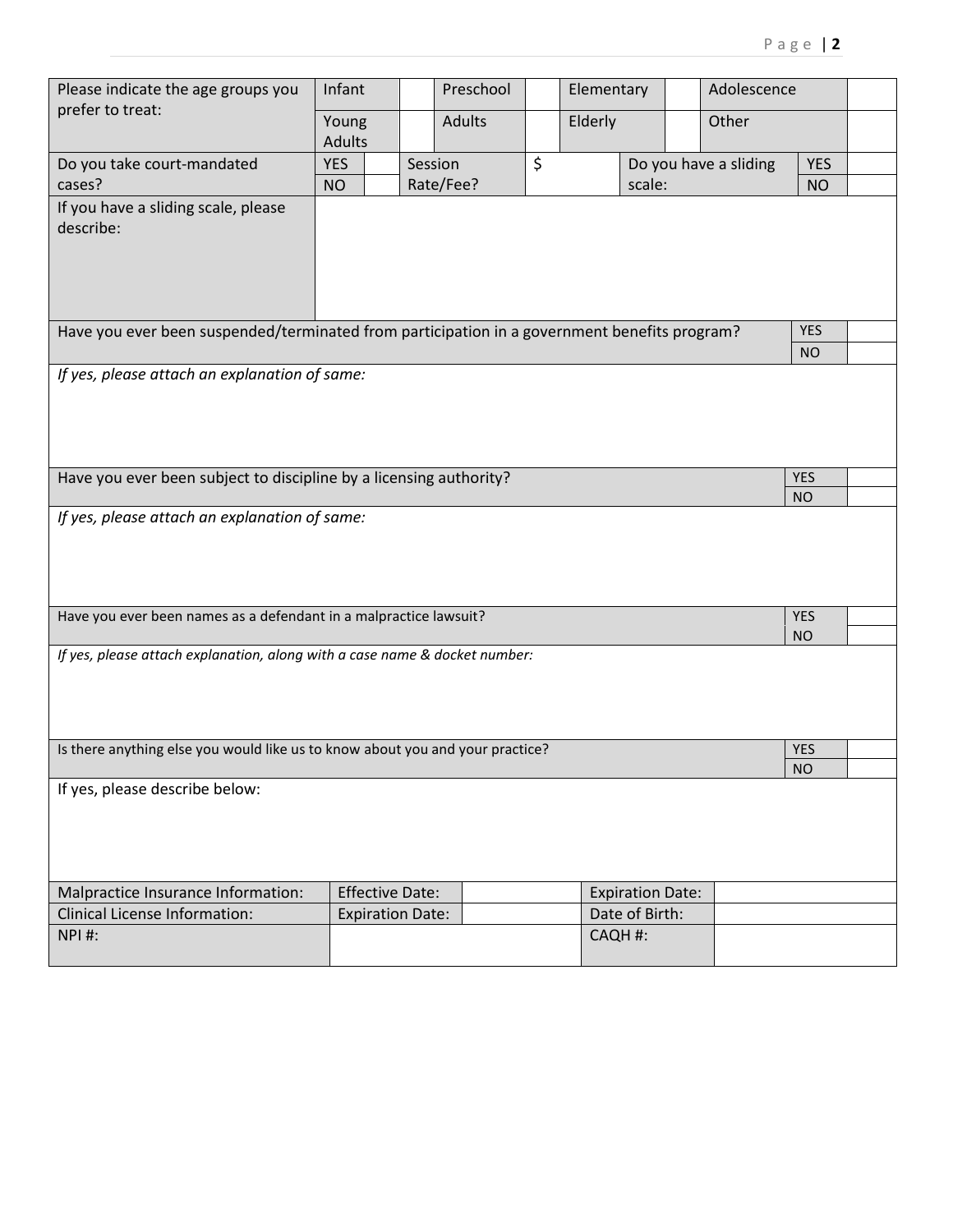| Please indicate the age groups you prefer to treat: | Infant | | Preschool | | Elementary | | Adolescence | |
|---|---|---|---|---|---|---|---|---|
| | Young Adults | | Adults | | Elderly | | Other | |

| Do you take court-mandated cases? | YES / NO | | Session Rate/Fee? | $ | Do you have a sliding scale: | YES / NO | |
|---|---|---|---|---|---|---|---|

| If you have a sliding scale, please describe: | |
|---|---|

| Have you ever been suspended/terminated from participation in a government benefits program? | YES / NO | |
|---|---|---|

*If yes, please attach an explanation of same:*

| Have you ever been subject to discipline by a licensing authority? | YES / NO | |
|---|---|---|

*If yes, please attach an explanation of same:*

| Have you ever been names as a defendant in a malpractice lawsuit? | YES / NO | |
|---|---|---|

*If yes, please attach explanation, along with a case name & docket number:*

| Is there anything else you would like us to know about you and your practice? | YES / NO | |
|---|---|---|

If yes, please describe below:

| Malpractice Insurance Information: | Effective Date: | | Expiration Date: | |
|---|---|---|---|---|
| Clinical License Information: | Expiration Date: | | Date of Birth: | |
| NPI #: | | | CAQH #: | |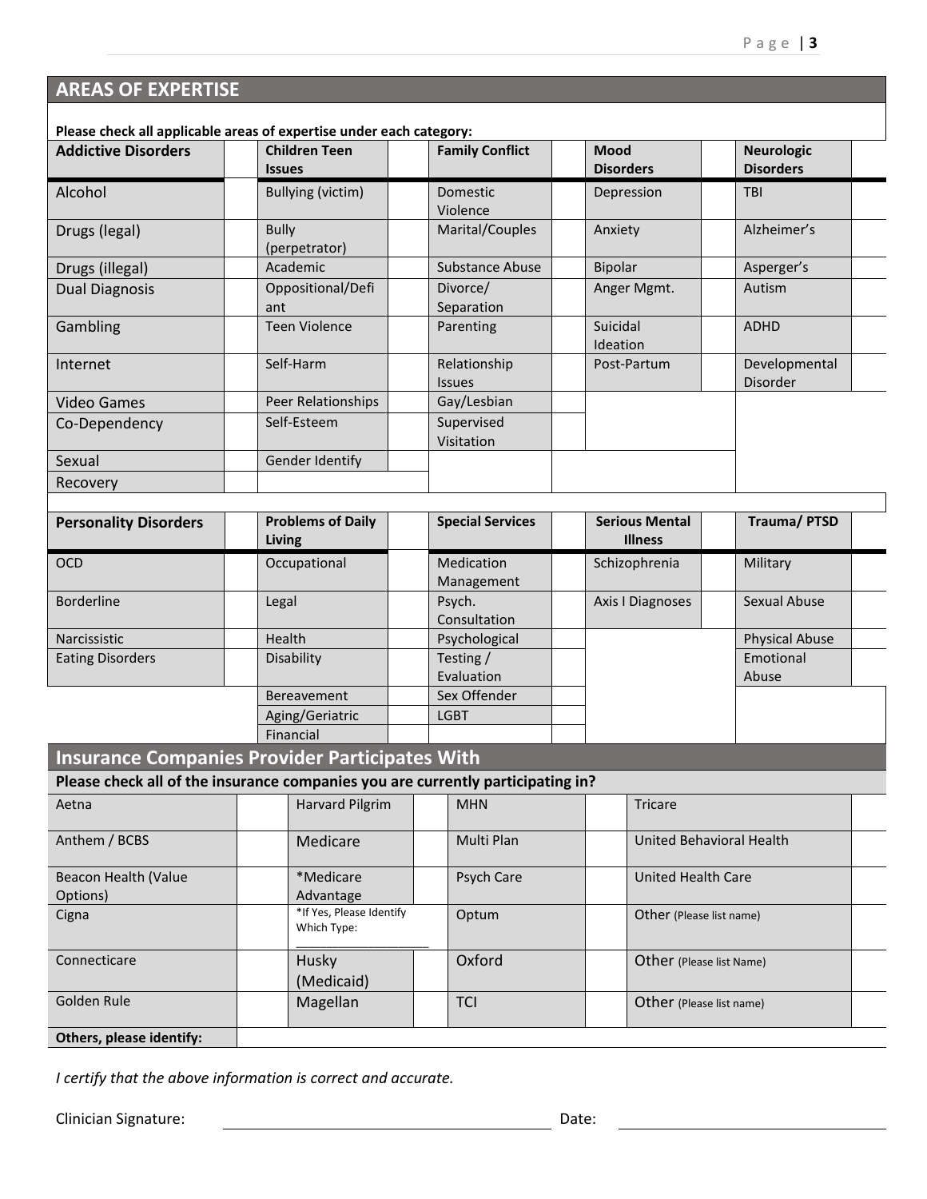## AREAS OF EXPERTISE

**Please check all applicable areas of expertise under each category:**

| **Addictive Disorders** | | **Children Teen Issues** | | **Family Conflict** | | **Mood Disorders** | | **Neurologic Disorders** | |
|---|---|---|---|---|---|---|---|---|---|
| Alcohol | | Bullying (victim) | | Domestic Violence | | Depression | | TBI | |
| Drugs (legal) | | Bully (perpetrator) | | Marital/Couples | | Anxiety | | Alzheimer's | |
| Drugs (illegal) | | Academic | | Substance Abuse | | Bipolar | | Asperger's | |
| Dual Diagnosis | | Oppositional/Defiant | | Divorce/ Separation | | Anger Mgmt. | | Autism | |
| Gambling | | Teen Violence | | Parenting | | Suicidal Ideation | | ADHD | |
| Internet | | Self-Harm | | Relationship Issues | | Post-Partum | | Developmental Disorder | |
| Video Games | | Peer Relationships | | Gay/Lesbian | | | | | |
| Co-Dependency | | Self-Esteem | | Supervised Visitation | | | | | |
| Sexual | | Gender Identify | | | | | | | |
| Recovery | | | | | | | | | |

| **Personality Disorders** | | **Problems of Daily Living** | | **Special Services** | | **Serious Mental Illness** | | **Trauma/ PTSD** | |
|---|---|---|---|---|---|---|---|---|---|
| OCD | | Occupational | | Medication Management | | Schizophrenia | | Military | |
| Borderline | | Legal | | Psych. Consultation | | Axis I Diagnoses | | Sexual Abuse | |
| Narcissistic | | Health | | Psychological | | | | Physical Abuse | |
| Eating Disorders | | Disability | | Testing / Evaluation | | | | Emotional Abuse | |
| | | Bereavement | | Sex Offender | | | | | |
| | | Aging/Geriatric | | LGBT | | | | | |
| | | Financial | | | | | | | |

## Insurance Companies Provider Participates With

**Please check all of the insurance companies you are currently participating in?**

| | | | | | | | |
|---|---|---|---|---|---|---|---|
| Aetna | | Harvard Pilgrim | | MHN | | Tricare | |
| Anthem / BCBS | | Medicare | | Multi Plan | | United Behavioral Health | |
| Beacon Health (Value Options) | | *Medicare Advantage | | Psych Care | | United Health Care | |
| Cigna | | *If Yes, Please Identify Which Type: ____________________ | | Optum | | Other (Please list name) | |
| Connecticare | | Husky (Medicaid) | | Oxford | | Other (Please list Name) | |
| Golden Rule | | Magellan | | TCI | | Other (Please list name) | |
| **Others, please identify:** | | | | | | | |

*I certify that the above information is correct and accurate.*

Clinician Signature: ______________________________ Date: ______________________